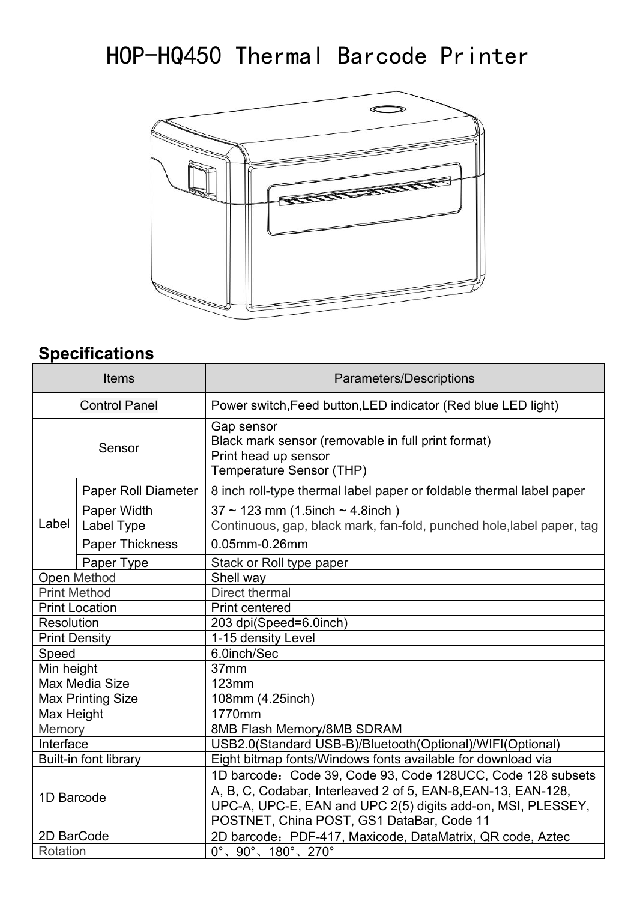# HOP-HQ450 Thermal Barcode Printer

## Specifications

| Items | | Parameters/Descriptions |
|---|---|---|
| Control Panel | | Power switch,Feed button,LED indicator (Red blue LED light) |
| Sensor | | Gap sensor<br>Black mark sensor (removable in full print format)<br>Print head up sensor<br>Temperature Sensor (THP) |
| Label | Paper Roll Diameter | 8 inch roll-type thermal label paper or foldable thermal label paper |
| | Paper Width | 37 ~ 123 mm (1.5inch ~ 4.8inch ) |
| | Label Type | Continuous, gap, black mark, fan-fold, punched hole,label paper, tag |
| | Paper Thickness | 0.05mm-0.26mm |
| | Paper Type | Stack or Roll type paper |
| Open Method | | Shell way |
| Print Method | | Direct thermal |
| Print Location | | Print centered |
| Resolution | | 203 dpi(Speed=6.0inch) |
| Print Density | | 1-15 density Level |
| Speed | | 6.0inch/Sec |
| Min height | | 37mm |
| Max Media Size | | 123mm |
| Max Printing Size | | 108mm (4.25inch) |
| Max Height | | 1770mm |
| Memory | | 8MB Flash Memory/8MB SDRAM |
| Interface | | USB2.0(Standard USB-B)/Bluetooth(Optional)/WIFI(Optional) |
| Built-in font library | | Eight bitmap fonts/Windows fonts available for download via |
| 1D Barcode | | 1D barcode：Code 39, Code 93, Code 128UCC, Code 128 subsets A, B, C, Codabar, Interleaved 2 of 5, EAN-8,EAN-13, EAN-128, UPC-A, UPC-E, EAN and UPC 2(5) digits add-on, MSI, PLESSEY, POSTNET, China POST, GS1 DataBar, Code 11 |
| 2D BarCode | | 2D barcode：PDF-417, Maxicode, DataMatrix, QR code, Aztec |
| Rotation | | 0°、90°、180°、270° |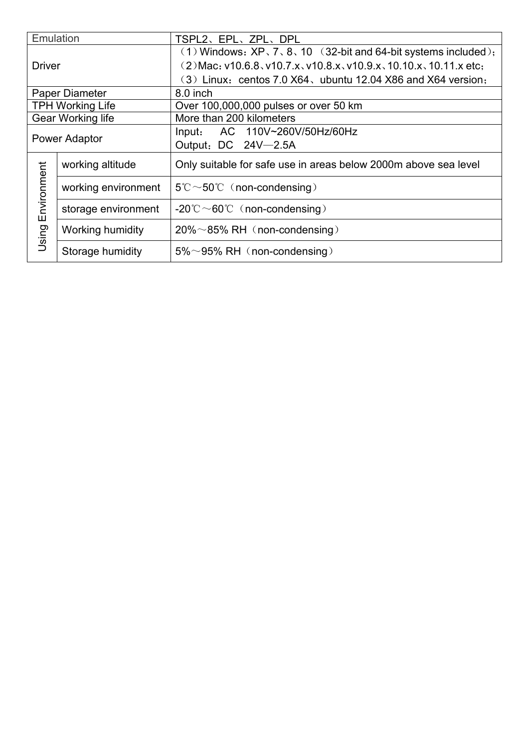| | | |
|---|---|---|
| Emulation | | TSPL2、EPL、ZPL、DPL |
| Driver | | （1）Windows：XP、7、8、10 （32-bit and 64-bit systems included）;<br>（2）Mac：v10.6.8、v10.7.x、v10.8.x、v10.9.x、10.10.x、10.11.x etc;<br>（3）Linux：centos 7.0 X64、ubuntu 12.04 X86 and X64 version； |
| Paper Diameter | | 8.0 inch |
| TPH Working Life | | Over 100,000,000 pulses or over 50 km |
| Gear Working life | | More than 200 kilometers |
| Power Adaptor | | Input： AC 110V~260V/50Hz/60Hz<br>Output：DC 24V—2.5A |
| Using Environment | working altitude | Only suitable for safe use in areas below 2000m above sea level |
| | working environment | 5℃～50℃（non-condensing） |
| | storage environment | -20℃～60℃（non-condensing） |
| | Working humidity | 20%～85% RH（non-condensing） |
| | Storage humidity | 5%～95% RH（non-condensing） |